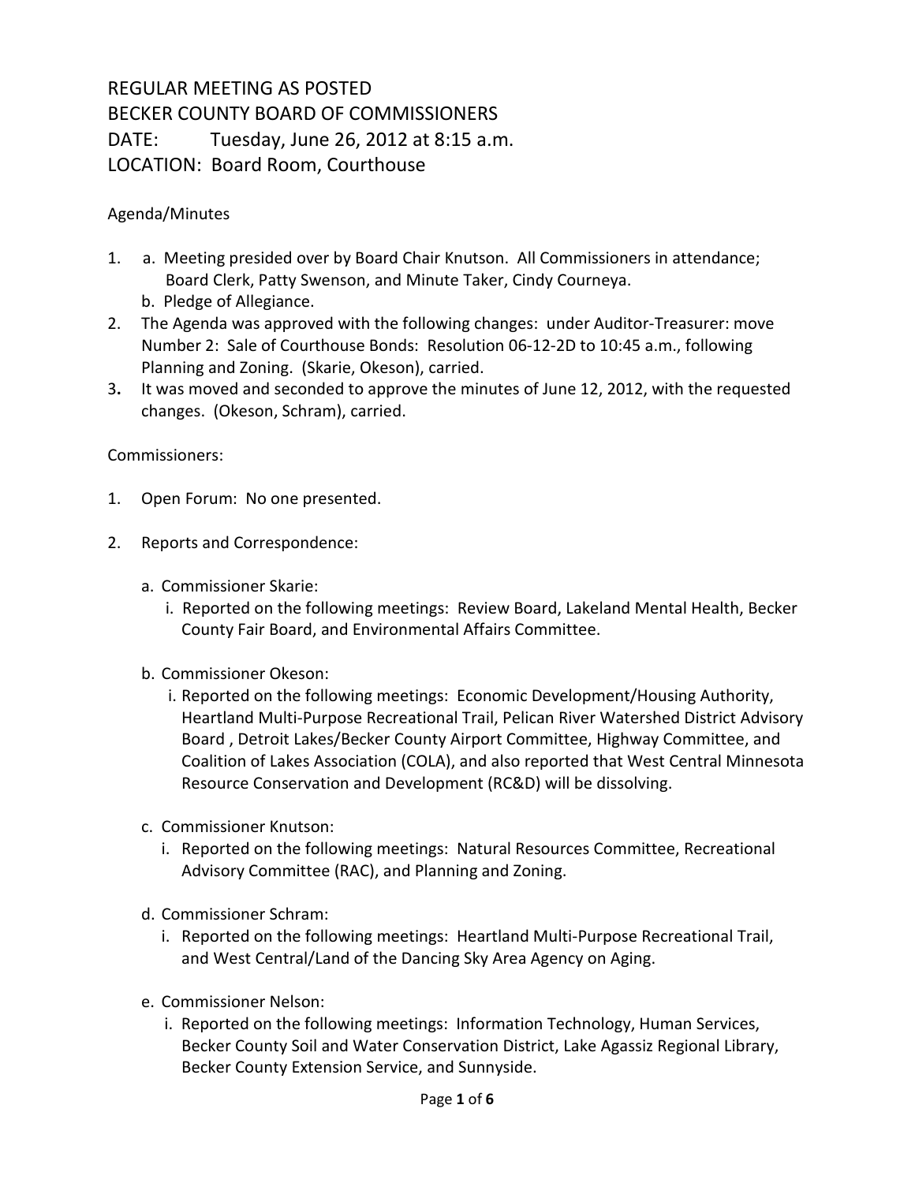REGULAR MEETING AS POSTED
BECKER COUNTY BOARD OF COMMISSIONERS
DATE: Tuesday, June 26, 2012 at 8:15 a.m.
LOCATION: Board Room, Courthouse

Agenda/Minutes

1. a. Meeting presided over by Board Chair Knutson. All Commissioners in attendance; Board Clerk, Patty Swenson, and Minute Taker, Cindy Courneya.
   b. Pledge of Allegiance.
2. The Agenda was approved with the following changes: under Auditor-Treasurer: move Number 2: Sale of Courthouse Bonds: Resolution 06-12-2D to 10:45 a.m., following Planning and Zoning. (Skarie, Okeson), carried.
3. It was moved and seconded to approve the minutes of June 12, 2012, with the requested changes. (Okeson, Schram), carried.

Commissioners:

1. Open Forum: No one presented.

2. Reports and Correspondence:

   a. Commissioner Skarie:
      i. Reported on the following meetings: Review Board, Lakeland Mental Health, Becker County Fair Board, and Environmental Affairs Committee.

   b. Commissioner Okeson:
      i. Reported on the following meetings: Economic Development/Housing Authority, Heartland Multi-Purpose Recreational Trail, Pelican River Watershed District Advisory Board , Detroit Lakes/Becker County Airport Committee, Highway Committee, and Coalition of Lakes Association (COLA), and also reported that West Central Minnesota Resource Conservation and Development (RC&D) will be dissolving.

   c. Commissioner Knutson:
      i. Reported on the following meetings: Natural Resources Committee, Recreational Advisory Committee (RAC), and Planning and Zoning.

   d. Commissioner Schram:
      i. Reported on the following meetings: Heartland Multi-Purpose Recreational Trail, and West Central/Land of the Dancing Sky Area Agency on Aging.

   e. Commissioner Nelson:
      i. Reported on the following meetings: Information Technology, Human Services, Becker County Soil and Water Conservation District, Lake Agassiz Regional Library, Becker County Extension Service, and Sunnyside.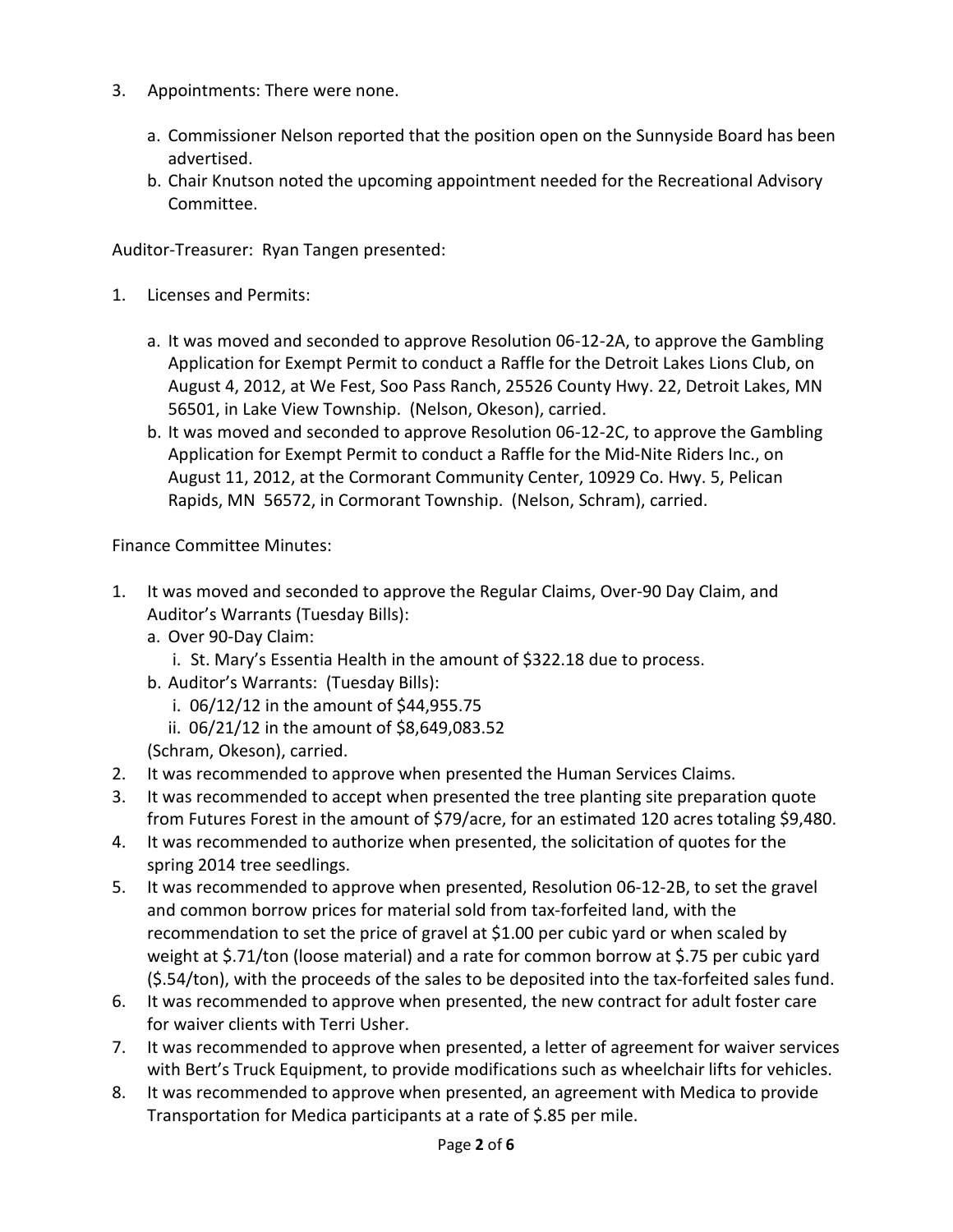3. Appointments: There were none.

    a. Commissioner Nelson reported that the position open on the Sunnyside Board has been advertised.
    b. Chair Knutson noted the upcoming appointment needed for the Recreational Advisory Committee.

Auditor-Treasurer: Ryan Tangen presented:

1. Licenses and Permits:

    a. It was moved and seconded to approve Resolution 06-12-2A, to approve the Gambling Application for Exempt Permit to conduct a Raffle for the Detroit Lakes Lions Club, on August 4, 2012, at We Fest, Soo Pass Ranch, 25526 County Hwy. 22, Detroit Lakes, MN 56501, in Lake View Township. (Nelson, Okeson), carried.
    b. It was moved and seconded to approve Resolution 06-12-2C, to approve the Gambling Application for Exempt Permit to conduct a Raffle for the Mid-Nite Riders Inc., on August 11, 2012, at the Cormorant Community Center, 10929 Co. Hwy. 5, Pelican Rapids, MN 56572, in Cormorant Township. (Nelson, Schram), carried.

Finance Committee Minutes:

1. It was moved and seconded to approve the Regular Claims, Over-90 Day Claim, and Auditor's Warrants (Tuesday Bills):
    a. Over 90-Day Claim:
        i. St. Mary's Essentia Health in the amount of $322.18 due to process.
    b. Auditor's Warrants: (Tuesday Bills):
        i. 06/12/12 in the amount of $44,955.75
        ii. 06/21/12 in the amount of $8,649,083.52

    (Schram, Okeson), carried.
2. It was recommended to approve when presented the Human Services Claims.
3. It was recommended to accept when presented the tree planting site preparation quote from Futures Forest in the amount of $79/acre, for an estimated 120 acres totaling $9,480.
4. It was recommended to authorize when presented, the solicitation of quotes for the spring 2014 tree seedlings.
5. It was recommended to approve when presented, Resolution 06-12-2B, to set the gravel and common borrow prices for material sold from tax-forfeited land, with the recommendation to set the price of gravel at $1.00 per cubic yard or when scaled by weight at $.71/ton (loose material) and a rate for common borrow at $.75 per cubic yard ($.54/ton), with the proceeds of the sales to be deposited into the tax-forfeited sales fund.
6. It was recommended to approve when presented, the new contract for adult foster care for waiver clients with Terri Usher.
7. It was recommended to approve when presented, a letter of agreement for waiver services with Bert's Truck Equipment, to provide modifications such as wheelchair lifts for vehicles.
8. It was recommended to approve when presented, an agreement with Medica to provide Transportation for Medica participants at a rate of $.85 per mile.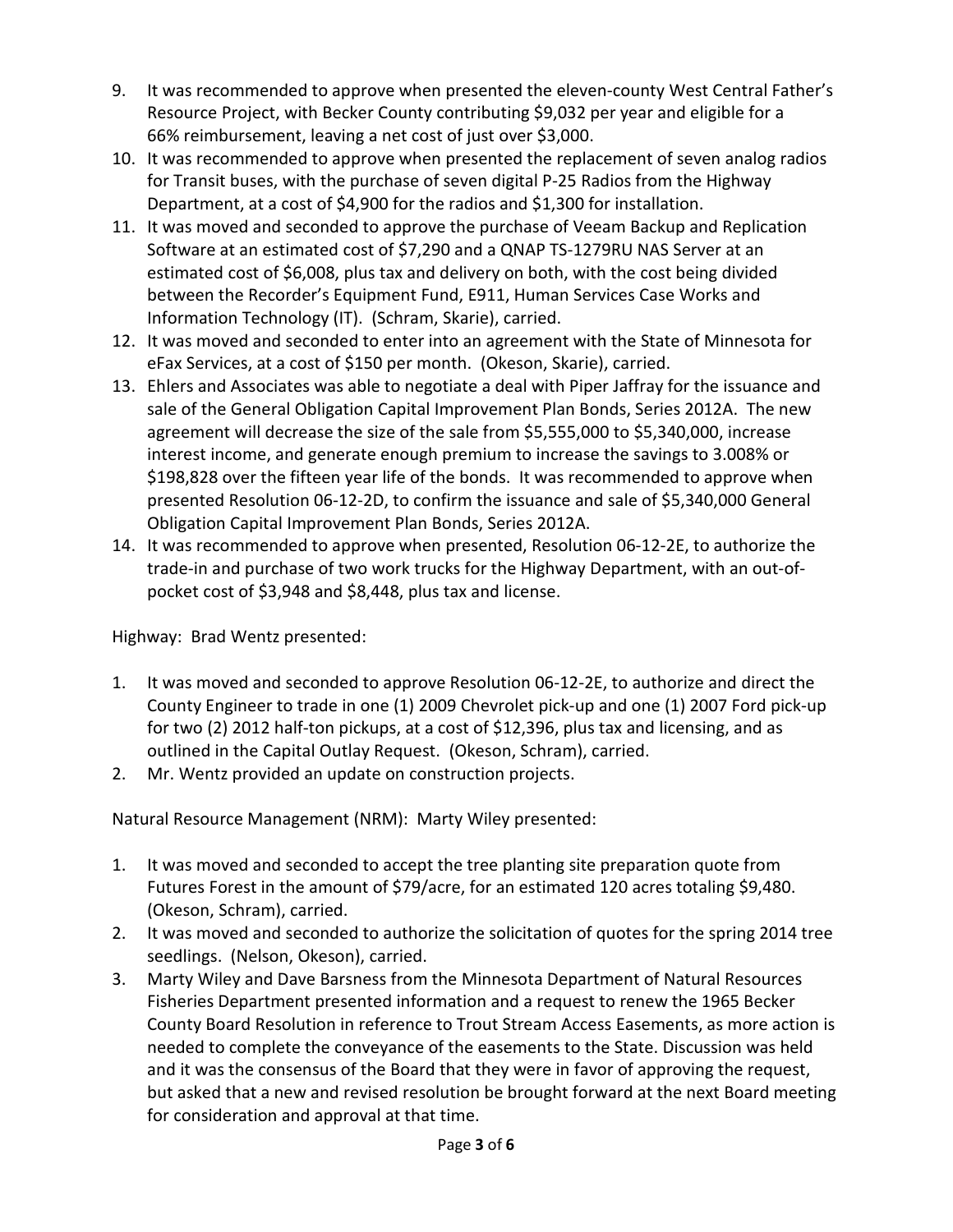9. It was recommended to approve when presented the eleven-county West Central Father's Resource Project, with Becker County contributing $9,032 per year and eligible for a 66% reimbursement, leaving a net cost of just over $3,000.
10. It was recommended to approve when presented the replacement of seven analog radios for Transit buses, with the purchase of seven digital P-25 Radios from the Highway Department, at a cost of $4,900 for the radios and $1,300 for installation.
11. It was moved and seconded to approve the purchase of Veeam Backup and Replication Software at an estimated cost of $7,290 and a QNAP TS-1279RU NAS Server at an estimated cost of $6,008, plus tax and delivery on both, with the cost being divided between the Recorder's Equipment Fund, E911, Human Services Case Works and Information Technology (IT). (Schram, Skarie), carried.
12. It was moved and seconded to enter into an agreement with the State of Minnesota for eFax Services, at a cost of $150 per month. (Okeson, Skarie), carried.
13. Ehlers and Associates was able to negotiate a deal with Piper Jaffray for the issuance and sale of the General Obligation Capital Improvement Plan Bonds, Series 2012A. The new agreement will decrease the size of the sale from $5,555,000 to $5,340,000, increase interest income, and generate enough premium to increase the savings to 3.008% or $198,828 over the fifteen year life of the bonds. It was recommended to approve when presented Resolution 06-12-2D, to confirm the issuance and sale of $5,340,000 General Obligation Capital Improvement Plan Bonds, Series 2012A.
14. It was recommended to approve when presented, Resolution 06-12-2E, to authorize the trade-in and purchase of two work trucks for the Highway Department, with an out-of-pocket cost of $3,948 and $8,448, plus tax and license.

Highway: Brad Wentz presented:

1. It was moved and seconded to approve Resolution 06-12-2E, to authorize and direct the County Engineer to trade in one (1) 2009 Chevrolet pick-up and one (1) 2007 Ford pick-up for two (2) 2012 half-ton pickups, at a cost of $12,396, plus tax and licensing, and as outlined in the Capital Outlay Request. (Okeson, Schram), carried.
2. Mr. Wentz provided an update on construction projects.

Natural Resource Management (NRM): Marty Wiley presented:

1. It was moved and seconded to accept the tree planting site preparation quote from Futures Forest in the amount of $79/acre, for an estimated 120 acres totaling $9,480. (Okeson, Schram), carried.
2. It was moved and seconded to authorize the solicitation of quotes for the spring 2014 tree seedlings. (Nelson, Okeson), carried.
3. Marty Wiley and Dave Barsness from the Minnesota Department of Natural Resources Fisheries Department presented information and a request to renew the 1965 Becker County Board Resolution in reference to Trout Stream Access Easements, as more action is needed to complete the conveyance of the easements to the State. Discussion was held and it was the consensus of the Board that they were in favor of approving the request, but asked that a new and revised resolution be brought forward at the next Board meeting for consideration and approval at that time.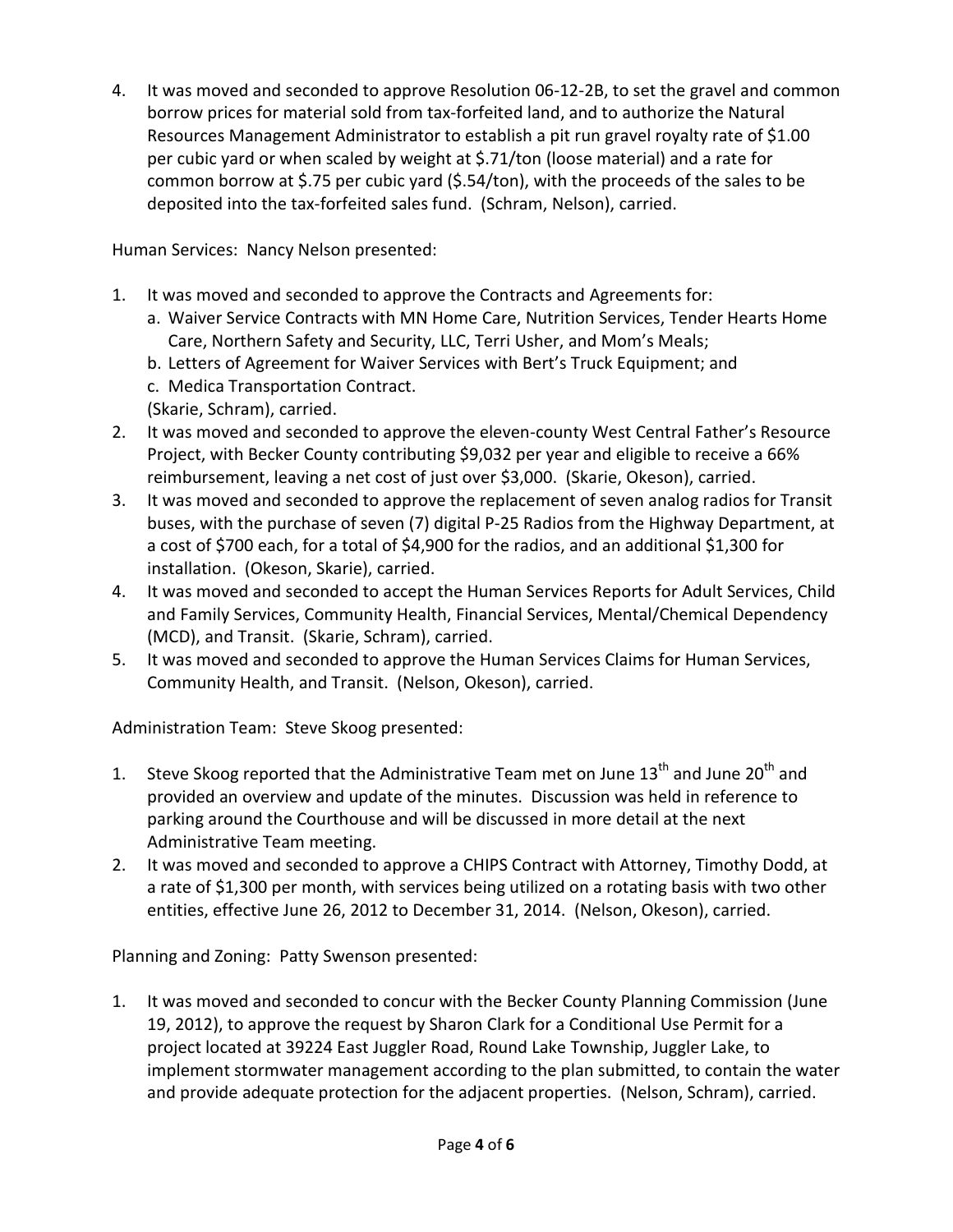4. It was moved and seconded to approve Resolution 06-12-2B, to set the gravel and common borrow prices for material sold from tax-forfeited land, and to authorize the Natural Resources Management Administrator to establish a pit run gravel royalty rate of $1.00 per cubic yard or when scaled by weight at $.71/ton (loose material) and a rate for common borrow at $.75 per cubic yard ($.54/ton), with the proceeds of the sales to be deposited into the tax-forfeited sales fund. (Schram, Nelson), carried.

Human Services: Nancy Nelson presented:

1. It was moved and seconded to approve the Contracts and Agreements for:
   a. Waiver Service Contracts with MN Home Care, Nutrition Services, Tender Hearts Home Care, Northern Safety and Security, LLC, Terri Usher, and Mom's Meals;
   b. Letters of Agreement for Waiver Services with Bert's Truck Equipment; and
   c. Medica Transportation Contract.

   (Skarie, Schram), carried.
2. It was moved and seconded to approve the eleven-county West Central Father's Resource Project, with Becker County contributing $9,032 per year and eligible to receive a 66% reimbursement, leaving a net cost of just over $3,000. (Skarie, Okeson), carried.
3. It was moved and seconded to approve the replacement of seven analog radios for Transit buses, with the purchase of seven (7) digital P-25 Radios from the Highway Department, at a cost of $700 each, for a total of $4,900 for the radios, and an additional $1,300 for installation. (Okeson, Skarie), carried.
4. It was moved and seconded to accept the Human Services Reports for Adult Services, Child and Family Services, Community Health, Financial Services, Mental/Chemical Dependency (MCD), and Transit. (Skarie, Schram), carried.
5. It was moved and seconded to approve the Human Services Claims for Human Services, Community Health, and Transit. (Nelson, Okeson), carried.

Administration Team: Steve Skoog presented:

1. Steve Skoog reported that the Administrative Team met on June 13th and June 20th and provided an overview and update of the minutes. Discussion was held in reference to parking around the Courthouse and will be discussed in more detail at the next Administrative Team meeting.
2. It was moved and seconded to approve a CHIPS Contract with Attorney, Timothy Dodd, at a rate of $1,300 per month, with services being utilized on a rotating basis with two other entities, effective June 26, 2012 to December 31, 2014. (Nelson, Okeson), carried.

Planning and Zoning: Patty Swenson presented:

1. It was moved and seconded to concur with the Becker County Planning Commission (June 19, 2012), to approve the request by Sharon Clark for a Conditional Use Permit for a project located at 39224 East Juggler Road, Round Lake Township, Juggler Lake, to implement stormwater management according to the plan submitted, to contain the water and provide adequate protection for the adjacent properties. (Nelson, Schram), carried.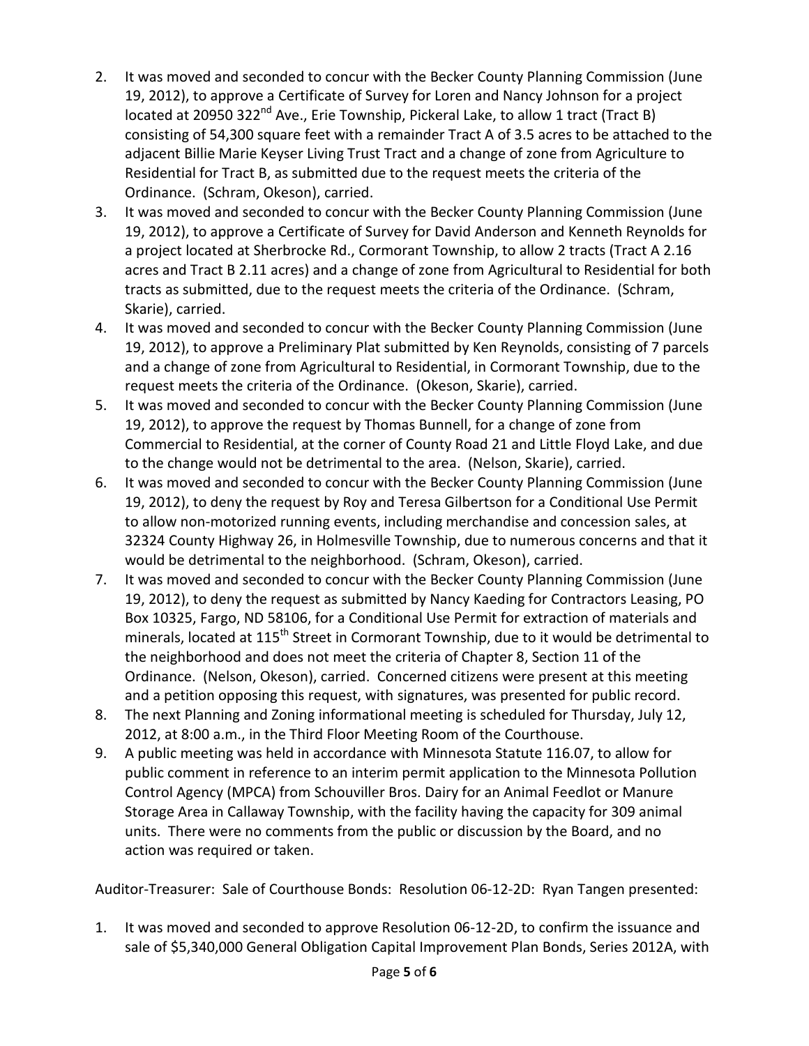2. It was moved and seconded to concur with the Becker County Planning Commission (June 19, 2012), to approve a Certificate of Survey for Loren and Nancy Johnson for a project located at 20950 322nd Ave., Erie Township, Pickeral Lake, to allow 1 tract (Tract B) consisting of 54,300 square feet with a remainder Tract A of 3.5 acres to be attached to the adjacent Billie Marie Keyser Living Trust Tract and a change of zone from Agriculture to Residential for Tract B, as submitted due to the request meets the criteria of the Ordinance. (Schram, Okeson), carried.
3. It was moved and seconded to concur with the Becker County Planning Commission (June 19, 2012), to approve a Certificate of Survey for David Anderson and Kenneth Reynolds for a project located at Sherbrocke Rd., Cormorant Township, to allow 2 tracts (Tract A 2.16 acres and Tract B 2.11 acres) and a change of zone from Agricultural to Residential for both tracts as submitted, due to the request meets the criteria of the Ordinance. (Schram, Skarie), carried.
4. It was moved and seconded to concur with the Becker County Planning Commission (June 19, 2012), to approve a Preliminary Plat submitted by Ken Reynolds, consisting of 7 parcels and a change of zone from Agricultural to Residential, in Cormorant Township, due to the request meets the criteria of the Ordinance. (Okeson, Skarie), carried.
5. It was moved and seconded to concur with the Becker County Planning Commission (June 19, 2012), to approve the request by Thomas Bunnell, for a change of zone from Commercial to Residential, at the corner of County Road 21 and Little Floyd Lake, and due to the change would not be detrimental to the area. (Nelson, Skarie), carried.
6. It was moved and seconded to concur with the Becker County Planning Commission (June 19, 2012), to deny the request by Roy and Teresa Gilbertson for a Conditional Use Permit to allow non-motorized running events, including merchandise and concession sales, at 32324 County Highway 26, in Holmesville Township, due to numerous concerns and that it would be detrimental to the neighborhood. (Schram, Okeson), carried.
7. It was moved and seconded to concur with the Becker County Planning Commission (June 19, 2012), to deny the request as submitted by Nancy Kaeding for Contractors Leasing, PO Box 10325, Fargo, ND 58106, for a Conditional Use Permit for extraction of materials and minerals, located at 115th Street in Cormorant Township, due to it would be detrimental to the neighborhood and does not meet the criteria of Chapter 8, Section 11 of the Ordinance. (Nelson, Okeson), carried. Concerned citizens were present at this meeting and a petition opposing this request, with signatures, was presented for public record.
8. The next Planning and Zoning informational meeting is scheduled for Thursday, July 12, 2012, at 8:00 a.m., in the Third Floor Meeting Room of the Courthouse.
9. A public meeting was held in accordance with Minnesota Statute 116.07, to allow for public comment in reference to an interim permit application to the Minnesota Pollution Control Agency (MPCA) from Schouviller Bros. Dairy for an Animal Feedlot or Manure Storage Area in Callaway Township, with the facility having the capacity for 309 animal units. There were no comments from the public or discussion by the Board, and no action was required or taken.

Auditor-Treasurer: Sale of Courthouse Bonds: Resolution 06-12-2D: Ryan Tangen presented:

1. It was moved and seconded to approve Resolution 06-12-2D, to confirm the issuance and sale of $5,340,000 General Obligation Capital Improvement Plan Bonds, Series 2012A, with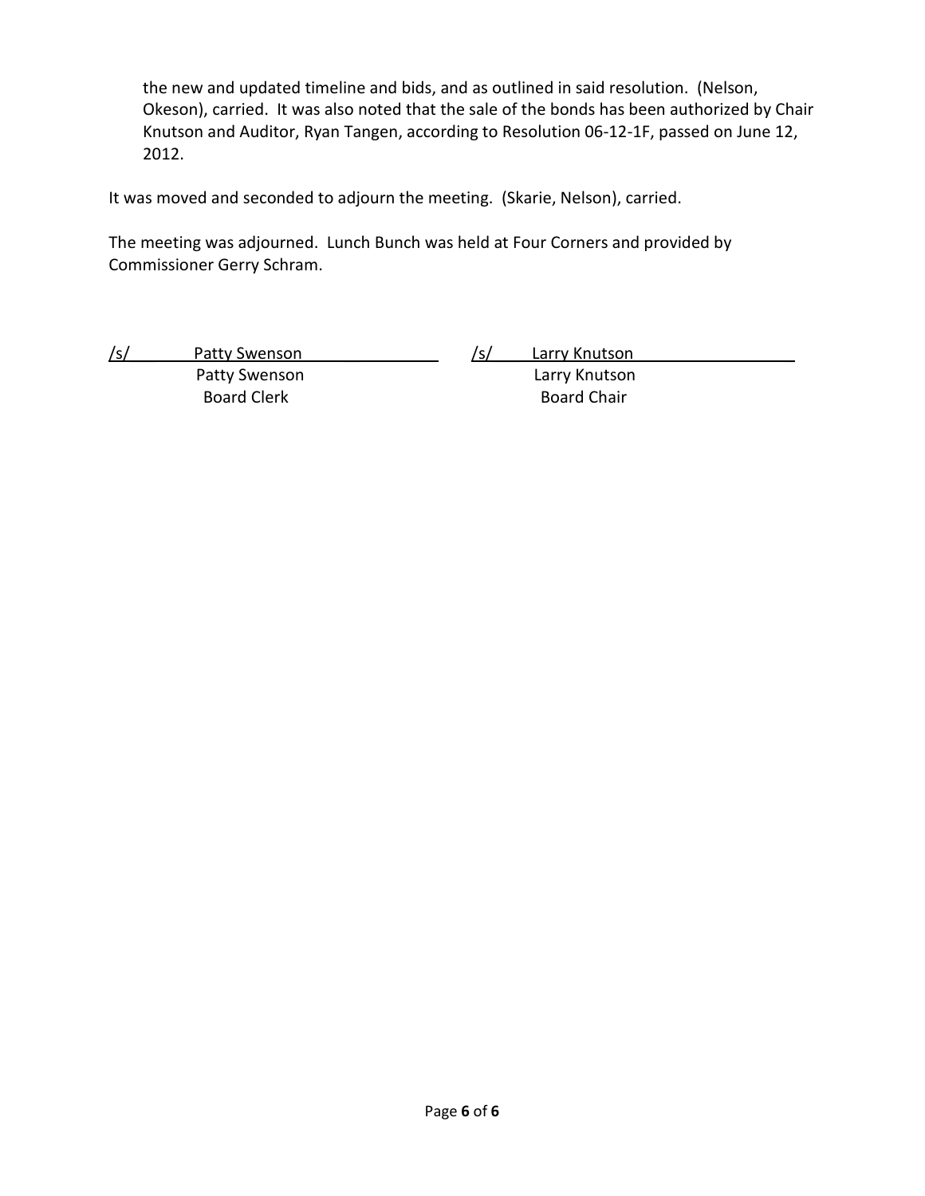the new and updated timeline and bids, and as outlined in said resolution. (Nelson, Okeson), carried. It was also noted that the sale of the bonds has been authorized by Chair Knutson and Auditor, Ryan Tangen, according to Resolution 06-12-1F, passed on June 12, 2012.

It was moved and seconded to adjourn the meeting. (Skarie, Nelson), carried.

The meeting was adjourned. Lunch Bunch was held at Four Corners and provided by Commissioner Gerry Schram.

/s/ Patty Swenson
Patty Swenson
Board Clerk

/s/ Larry Knutson
Larry Knutson
Board Chair